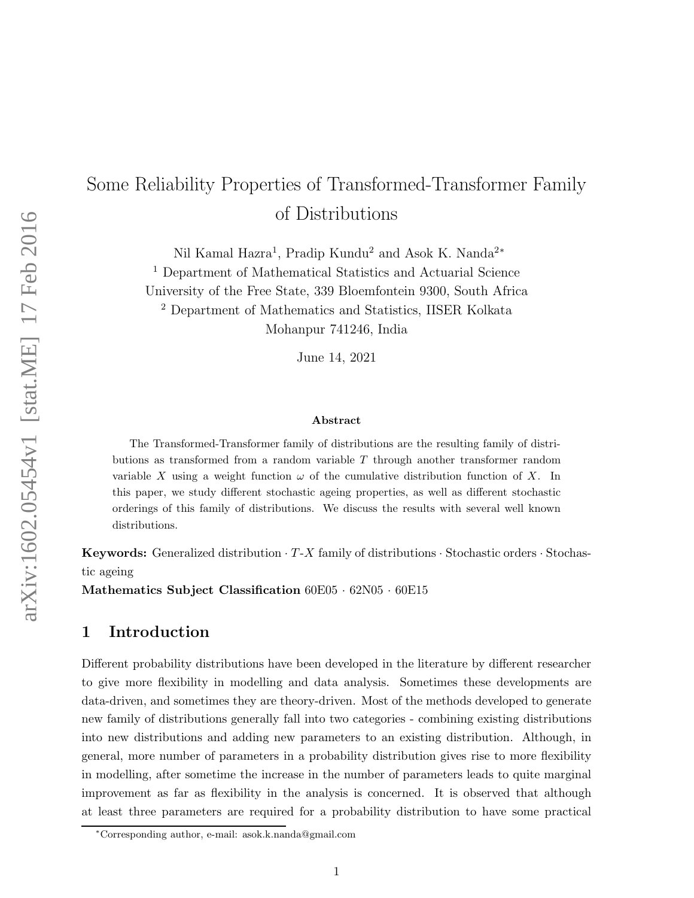# Some Reliability Properties of Transformed-Transformer Family of Distributions

Nil Kamal Hazra[1], Pradip Kundu[2] and Asok K. Nanda[2*]

[1] Department of Mathematical Statistics and Actuarial Science
University of the Free State, 339 Bloemfontein 9300, South Africa

[2] Department of Mathematics and Statistics, IISER Kolkata
Mohanpur 741246, India

June 14, 2021

**Abstract**

The Transformed-Transformer family of distributions are the resulting family of distributions as transformed from a random variable $T$ through another transformer random variable $X$ using a weight function $\omega$ of the cumulative distribution function of $X$. In this paper, we study different stochastic ageing properties, as well as different stochastic orderings of this family of distributions. We discuss the results with several well known distributions.

**Keywords:** Generalized distribution · $T$-$X$ family of distributions · Stochastic orders · Stochastic ageing

**Mathematics Subject Classification** 60E05 · 62N05 · 60E15

## 1 Introduction

Different probability distributions have been developed in the literature by different researcher to give more flexibility in modelling and data analysis. Sometimes these developments are data-driven, and sometimes they are theory-driven. Most of the methods developed to generate new family of distributions generally fall into two categories - combining existing distributions into new distributions and adding new parameters to an existing distribution. Although, in general, more number of parameters in a probability distribution gives rise to more flexibility in modelling, after sometime the increase in the number of parameters leads to quite marginal improvement as far as flexibility in the analysis is concerned. It is observed that although at least three parameters are required for a probability distribution to have some practical

[*] Corresponding author, e-mail: asok.k.nanda@gmail.com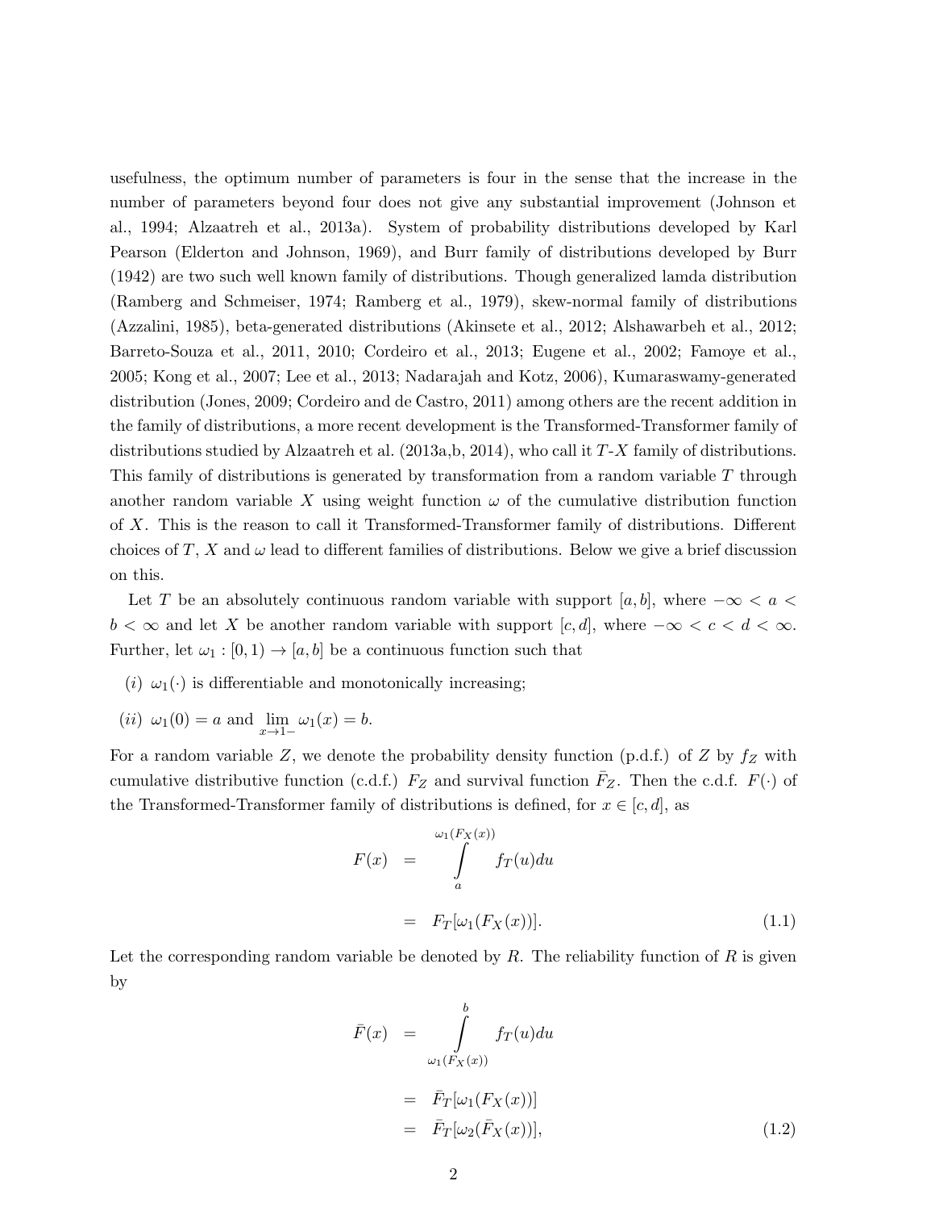usefulness, the optimum number of parameters is four in the sense that the increase in the number of parameters beyond four does not give any substantial improvement (Johnson et al., 1994; Alzaatreh et al., 2013a). System of probability distributions developed by Karl Pearson (Elderton and Johnson, 1969), and Burr family of distributions developed by Burr (1942) are two such well known family of distributions. Though generalized lamda distribution (Ramberg and Schmeiser, 1974; Ramberg et al., 1979), skew-normal family of distributions (Azzalini, 1985), beta-generated distributions (Akinsete et al., 2012; Alshawarbeh et al., 2012; Barreto-Souza et al., 2011, 2010; Cordeiro et al., 2013; Eugene et al., 2002; Famoye et al., 2005; Kong et al., 2007; Lee et al., 2013; Nadarajah and Kotz, 2006), Kumaraswamy-generated distribution (Jones, 2009; Cordeiro and de Castro, 2011) among others are the recent addition in the family of distributions, a more recent development is the Transformed-Transformer family of distributions studied by Alzaatreh et al. (2013a,b, 2014), who call it $T$-$X$ family of distributions. This family of distributions is generated by transformation from a random variable $T$ through another random variable $X$ using weight function $\omega$ of the cumulative distribution function of $X$. This is the reason to call it Transformed-Transformer family of distributions. Different choices of $T$, $X$ and $\omega$ lead to different families of distributions. Below we give a brief discussion on this.

Let $T$ be an absolutely continuous random variable with support $[a, b]$, where $-\infty < a < b < \infty$ and let $X$ be another random variable with support $[c, d]$, where $-\infty < c < d < \infty$. Further, let $\omega_1 : [0, 1) \to [a, b]$ be a continuous function such that

(*i*) $\omega_1(\cdot)$ is differentiable and monotonically increasing;

(*ii*) $\omega_1(0) = a$ and $\lim_{x \to 1-} \omega_1(x) = b$.

For a random variable $Z$, we denote the probability density function (p.d.f.) of $Z$ by $f_Z$ with cumulative distributive function (c.d.f.) $F_Z$ and survival function $\bar{F}_Z$. Then the c.d.f. $F(\cdot)$ of the Transformed-Transformer family of distributions is defined, for $x \in [c, d]$, as

$$
\begin{aligned}
F(x) &= \int_a^{\omega_1(F_X(x))} f_T(u) du \\
&= F_T[\omega_1(F_X(x))]. 
\end{aligned}
\tag{1.1}
$$

Let the corresponding random variable be denoted by $R$. The reliability function of $R$ is given by

$$
\begin{aligned}
\bar{F}(x) &= \int_{\omega_1(F_X(x))}^{b} f_T(u) du \\
&= \bar{F}_T[\omega_1(F_X(x))] \\
&= \bar{F}_T[\omega_2(\bar{F}_X(x))],
\end{aligned}
\tag{1.2}
$$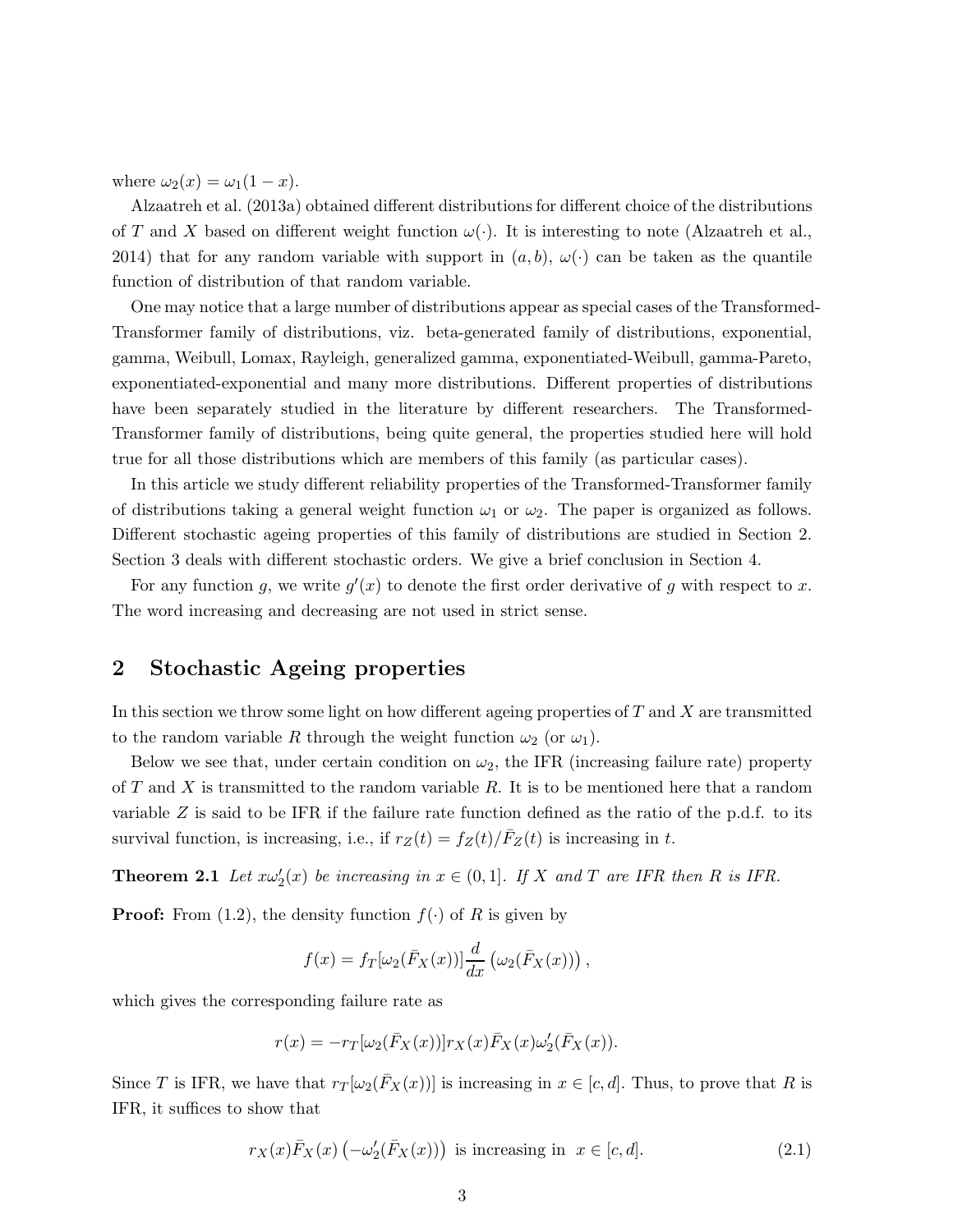where $\omega_2(x) = \omega_1(1-x)$.

Alzaatreh et al. (2013a) obtained different distributions for different choice of the distributions of $T$ and $X$ based on different weight function $\omega(\cdot)$. It is interesting to note (Alzaatreh et al., 2014) that for any random variable with support in $(a, b)$, $\omega(\cdot)$ can be taken as the quantile function of distribution of that random variable.

One may notice that a large number of distributions appear as special cases of the Transformed-Transformer family of distributions, viz. beta-generated family of distributions, exponential, gamma, Weibull, Lomax, Rayleigh, generalized gamma, exponentiated-Weibull, gamma-Pareto, exponentiated-exponential and many more distributions. Different properties of distributions have been separately studied in the literature by different researchers. The Transformed-Transformer family of distributions, being quite general, the properties studied here will hold true for all those distributions which are members of this family (as particular cases).

In this article we study different reliability properties of the Transformed-Transformer family of distributions taking a general weight function $\omega_1$ or $\omega_2$. The paper is organized as follows. Different stochastic ageing properties of this family of distributions are studied in Section 2. Section 3 deals with different stochastic orders. We give a brief conclusion in Section 4.

For any function $g$, we write $g'(x)$ to denote the first order derivative of $g$ with respect to $x$. The word increasing and decreasing are not used in strict sense.

## 2 Stochastic Ageing properties

In this section we throw some light on how different ageing properties of $T$ and $X$ are transmitted to the random variable $R$ through the weight function $\omega_2$ (or $\omega_1$).

Below we see that, under certain condition on $\omega_2$, the IFR (increasing failure rate) property of $T$ and $X$ is transmitted to the random variable $R$. It is to be mentioned here that a random variable $Z$ is said to be IFR if the failure rate function defined as the ratio of the p.d.f. to its survival function, is increasing, i.e., if $r_Z(t) = f_Z(t)/\bar{F}_Z(t)$ is increasing in $t$.

**Theorem 2.1** *Let $x\omega_2'(x)$ be increasing in $x \in (0, 1]$. If $X$ and $T$ are IFR then $R$ is IFR.*

**Proof:** From (1.2), the density function $f(\cdot)$ of $R$ is given by

$$f(x) = f_T[\omega_2(\bar{F}_X(x))] \frac{d}{dx}\left(\omega_2(\bar{F}_X(x))\right),$$

which gives the corresponding failure rate as

$$r(x) = -r_T[\omega_2(\bar{F}_X(x))] r_X(x) \bar{F}_X(x) \omega_2'(\bar{F}_X(x)).$$

Since $T$ is IFR, we have that $r_T[\omega_2(\bar{F}_X(x))]$ is increasing in $x \in [c, d]$. Thus, to prove that $R$ is IFR, it suffices to show that

$$r_X(x)\bar{F}_X(x)\left(-\omega_2'(\bar{F}_X(x))\right) \text{ is increasing in } x \in [c, d]. \tag{2.1}$$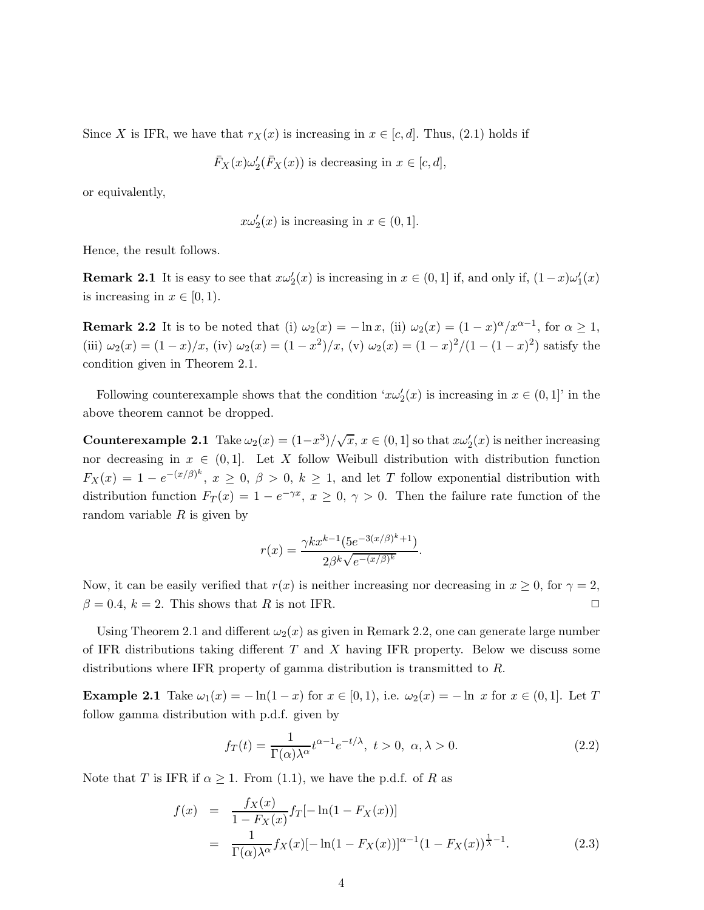Since $X$ is IFR, we have that $r_X(x)$ is increasing in $x \in [c, d]$. Thus, (2.1) holds if

$$\bar{F}_X(x)\omega_2'(\bar{F}_X(x)) \text{ is decreasing in } x \in [c, d],$$

or equivalently,

$$x\omega_2'(x) \text{ is increasing in } x \in (0, 1].$$

Hence, the result follows.

**Remark 2.1** It is easy to see that $x\omega_2'(x)$ is increasing in $x \in (0, 1]$ if, and only if, $(1-x)\omega_1'(x)$ is increasing in $x \in [0, 1)$.

**Remark 2.2** It is to be noted that (i) $\omega_2(x) = -\ln x$, (ii) $\omega_2(x) = (1-x)^\alpha / x^{\alpha-1}$, for $\alpha \geq 1$, (iii) $\omega_2(x) = (1-x)/x$, (iv) $\omega_2(x) = (1-x^2)/x$, (v) $\omega_2(x) = (1-x)^2/(1-(1-x)^2)$ satisfy the condition given in Theorem 2.1.

Following counterexample shows that the condition '$x\omega_2'(x)$ is increasing in $x \in (0, 1]$' in the above theorem cannot be dropped.

**Counterexample 2.1** Take $\omega_2(x) = (1-x^3)/\sqrt{x}$, $x \in (0, 1]$ so that $x\omega_2'(x)$ is neither increasing nor decreasing in $x \in (0, 1]$. Let $X$ follow Weibull distribution with distribution function $F_X(x) = 1 - e^{-(x/\beta)^k}$, $x \geq 0$, $\beta > 0$, $k \geq 1$, and let $T$ follow exponential distribution with distribution function $F_T(x) = 1 - e^{-\gamma x}$, $x \geq 0$, $\gamma > 0$. Then the failure rate function of the random variable $R$ is given by

$$r(x) = \frac{\gamma k x^{k-1}(5e^{-3(x/\beta)^k+1})}{2\beta^k \sqrt{e^{-(x/\beta)^k}}}.$$

Now, it can be easily verified that $r(x)$ is neither increasing nor decreasing in $x \geq 0$, for $\gamma = 2$, $\beta = 0.4$, $k = 2$. This shows that $R$ is not IFR. □

Using Theorem 2.1 and different $\omega_2(x)$ as given in Remark 2.2, one can generate large number of IFR distributions taking different $T$ and $X$ having IFR property. Below we discuss some distributions where IFR property of gamma distribution is transmitted to $R$.

**Example 2.1** Take $\omega_1(x) = -\ln(1-x)$ for $x \in [0, 1)$, i.e. $\omega_2(x) = -\ln\, x$ for $x \in (0, 1]$. Let $T$ follow gamma distribution with p.d.f. given by

$$f_T(t) = \frac{1}{\Gamma(\alpha)\lambda^\alpha} t^{\alpha-1} e^{-t/\lambda}, \; t > 0, \; \alpha, \lambda > 0. \tag{2.2}$$

Note that $T$ is IFR if $\alpha \geq 1$. From (1.1), we have the p.d.f. of $R$ as

$$\begin{aligned} f(x) &= \frac{f_X(x)}{1 - F_X(x)} f_T[-\ln(1 - F_X(x))] \\ &= \frac{1}{\Gamma(\alpha)\lambda^\alpha} f_X(x)[-\ln(1 - F_X(x))]^{\alpha-1}(1 - F_X(x))^{\frac{1}{\lambda}-1}. \end{aligned} \tag{2.3}$$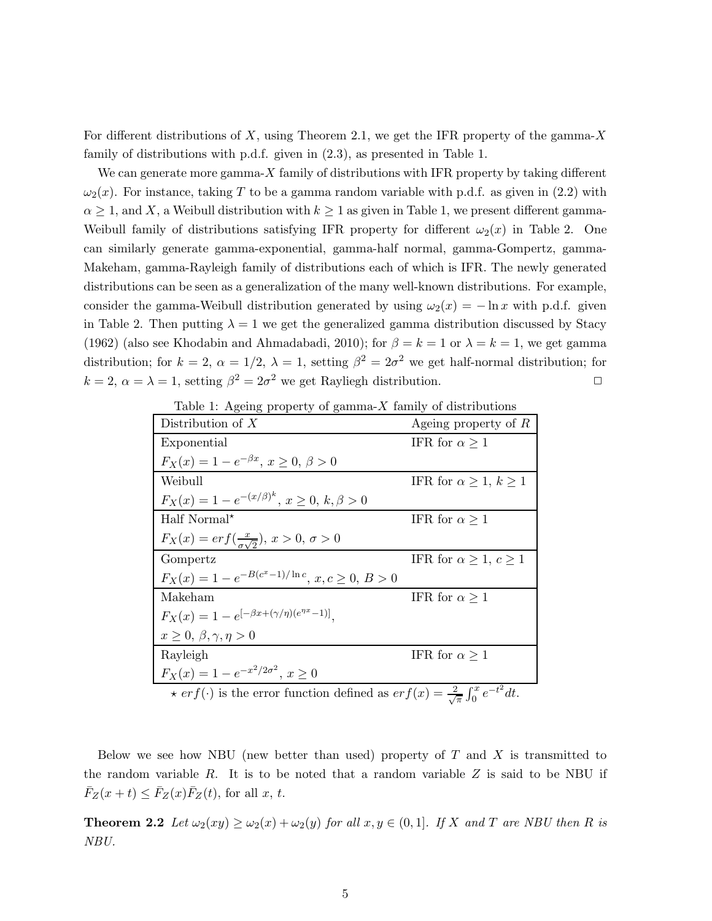For different distributions of $X$, using Theorem 2.1, we get the IFR property of the gamma-$X$ family of distributions with p.d.f. given in (2.3), as presented in Table 1.

We can generate more gamma-$X$ family of distributions with IFR property by taking different $\omega_2(x)$. For instance, taking $T$ to be a gamma random variable with p.d.f. as given in (2.2) with $\alpha \geq 1$, and $X$, a Weibull distribution with $k \geq 1$ as given in Table 1, we present different gamma-Weibull family of distributions satisfying IFR property for different $\omega_2(x)$ in Table 2. One can similarly generate gamma-exponential, gamma-half normal, gamma-Gompertz, gamma-Makeham, gamma-Rayleigh family of distributions each of which is IFR. The newly generated distributions can be seen as a generalization of the many well-known distributions. For example, consider the gamma-Weibull distribution generated by using $\omega_2(x) = -\ln x$ with p.d.f. given in Table 2. Then putting $\lambda = 1$ we get the generalized gamma distribution discussed by Stacy (1962) (also see Khodabin and Ahmadabadi, 2010); for $\beta = k = 1$ or $\lambda = k = 1$, we get gamma distribution; for $k = 2$, $\alpha = 1/2$, $\lambda = 1$, setting $\beta^2 = 2\sigma^2$ we get half-normal distribution; for $k = 2$, $\alpha = \lambda = 1$, setting $\beta^2 = 2\sigma^2$ we get Rayliegh distribution. □

Table 1: Ageing property of gamma-$X$ family of distributions

| Distribution of $X$ | Ageing property of $R$ |
|---|---|
| Exponential<br>$F_X(x) = 1 - e^{-\beta x}$, $x \geq 0$, $\beta > 0$ | IFR for $\alpha \geq 1$ |
| Weibull<br>$F_X(x) = 1 - e^{-(x/\beta)^k}$, $x \geq 0$, $k, \beta > 0$ | IFR for $\alpha \geq 1$, $k \geq 1$ |
| Half Normal⋆<br>$F_X(x) = erf(\frac{x}{\sigma\sqrt{2}})$, $x > 0$, $\sigma > 0$ | IFR for $\alpha \geq 1$ |
| Gompertz<br>$F_X(x) = 1 - e^{-B(c^x - 1)/\ln c}$, $x, c \geq 0$, $B > 0$ | IFR for $\alpha \geq 1$, $c \geq 1$ |
| Makeham<br>$F_X(x) = 1 - e^{[-\beta x + (\gamma/\eta)(e^{\eta x} - 1)]}$,<br>$x \geq 0$, $\beta, \gamma, \eta > 0$ | IFR for $\alpha \geq 1$ |
| Rayleigh<br>$F_X(x) = 1 - e^{-x^2/2\sigma^2}$, $x \geq 0$ | IFR for $\alpha \geq 1$ |

⋆ $erf(\cdot)$ is the error function defined as $erf(x) = \frac{2}{\sqrt{\pi}} \int_0^x e^{-t^2} dt$.

Below we see how NBU (new better than used) property of $T$ and $X$ is transmitted to the random variable $R$. It is to be noted that a random variable $Z$ is said to be NBU if $\bar{F}_Z(x + t) \leq \bar{F}_Z(x)\bar{F}_Z(t)$, for all $x$, $t$.

**Theorem 2.2** *Let $\omega_2(xy) \geq \omega_2(x) + \omega_2(y)$ for all $x, y \in (0, 1]$. If $X$ and $T$ are NBU then $R$ is NBU.*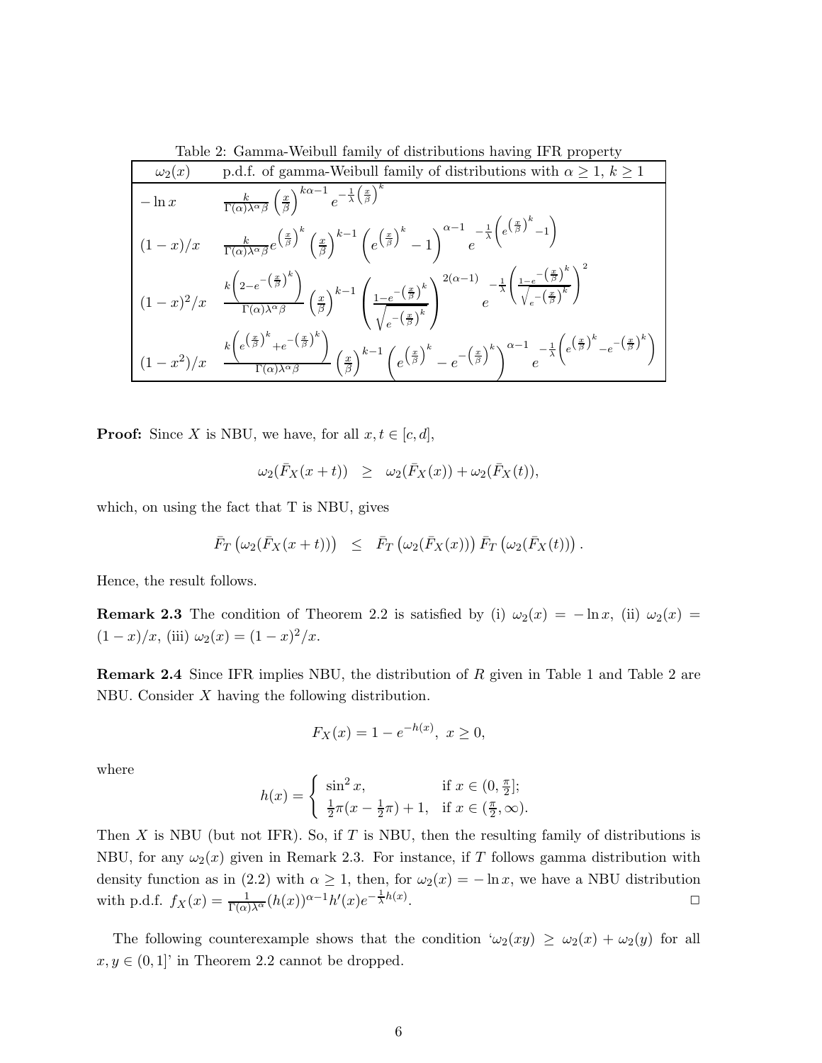Table 2: Gamma-Weibull family of distributions having IFR property

| $\omega_2(x)$ | p.d.f. of gamma-Weibull family of distributions with $\alpha \geq 1$, $k \geq 1$ |
|---|---|
| $-\ln x$ | $\frac{k}{\Gamma(\alpha)\lambda^\alpha \beta}\left(\frac{x}{\beta}\right)^{k\alpha-1} e^{-\frac{1}{\lambda}\left(\frac{x}{\beta}\right)^k}$ |
| $(1-x)/x$ | $\frac{k}{\Gamma(\alpha)\lambda^\alpha \beta} e^{\left(\frac{x}{\beta}\right)^k}\left(\frac{x}{\beta}\right)^{k-1}\left(e^{\left(\frac{x}{\beta}\right)^k}-1\right)^{\alpha-1} e^{-\frac{1}{\lambda}\left(e^{\left(\frac{x}{\beta}\right)^k}-1\right)}$ |
| $(1-x)^2/x$ | $\frac{k\left(2-e^{-\left(\frac{x}{\beta}\right)^k}\right)}{\Gamma(\alpha)\lambda^\alpha \beta}\left(\frac{x}{\beta}\right)^{k-1}\left(\frac{1-e^{-\left(\frac{x}{\beta}\right)^k}}{\sqrt{e^{-\left(\frac{x}{\beta}\right)^k}}}\right)^{2(\alpha-1)} e^{-\frac{1}{\lambda}\left(\frac{1-e^{-\left(\frac{x}{\beta}\right)^k}}{\sqrt{e^{-\left(\frac{x}{\beta}\right)^k}}}\right)^2}$ |
| $(1-x^2)/x$ | $\frac{k\left(e^{\left(\frac{x}{\beta}\right)^k}+e^{-\left(\frac{x}{\beta}\right)^k}\right)}{\Gamma(\alpha)\lambda^\alpha \beta}\left(\frac{x}{\beta}\right)^{k-1}\left(e^{\left(\frac{x}{\beta}\right)^k}-e^{-\left(\frac{x}{\beta}\right)^k}\right)^{\alpha-1} e^{-\frac{1}{\lambda}\left(e^{\left(\frac{x}{\beta}\right)^k}-e^{-\left(\frac{x}{\beta}\right)^k}\right)}$ |

**Proof:** Since $X$ is NBU, we have, for all $x, t \in [c, d]$,

$$\omega_2(\bar{F}_X(x+t)) \quad \geq \quad \omega_2(\bar{F}_X(x)) + \omega_2(\bar{F}_X(t)),$$

which, on using the fact that T is NBU, gives

$$\bar{F}_T\left(\omega_2(\bar{F}_X(x+t))\right) \quad \leq \quad \bar{F}_T\left(\omega_2(\bar{F}_X(x))\right)\bar{F}_T\left(\omega_2(\bar{F}_X(t))\right).$$

Hence, the result follows.

**Remark 2.3** The condition of Theorem 2.2 is satisfied by (i) $\omega_2(x) = -\ln x$, (ii) $\omega_2(x) = (1-x)/x$, (iii) $\omega_2(x) = (1-x)^2/x$.

**Remark 2.4** Since IFR implies NBU, the distribution of $R$ given in Table 1 and Table 2 are NBU. Consider $X$ having the following distribution.

$$F_X(x) = 1 - e^{-h(x)},\ x \geq 0,$$

where

$$h(x) = \begin{cases} \sin^2 x, & \text{if } x \in (0, \frac{\pi}{2}]; \\ \frac{1}{2}\pi(x - \frac{1}{2}\pi) + 1, & \text{if } x \in (\frac{\pi}{2}, \infty). \end{cases}$$

Then $X$ is NBU (but not IFR). So, if $T$ is NBU, then the resulting family of distributions is NBU, for any $\omega_2(x)$ given in Remark 2.3. For instance, if $T$ follows gamma distribution with density function as in (2.2) with $\alpha \geq 1$, then, for $\omega_2(x) = -\ln x$, we have a NBU distribution with p.d.f. $f_X(x) = \frac{1}{\Gamma(\alpha)\lambda^\alpha}(h(x))^{\alpha-1}h'(x)e^{-\frac{1}{\lambda}h(x)}$. □

The following counterexample shows that the condition '$\omega_2(xy) \geq \omega_2(x) + \omega_2(y)$ for all $x, y \in (0, 1]$' in Theorem 2.2 cannot be dropped.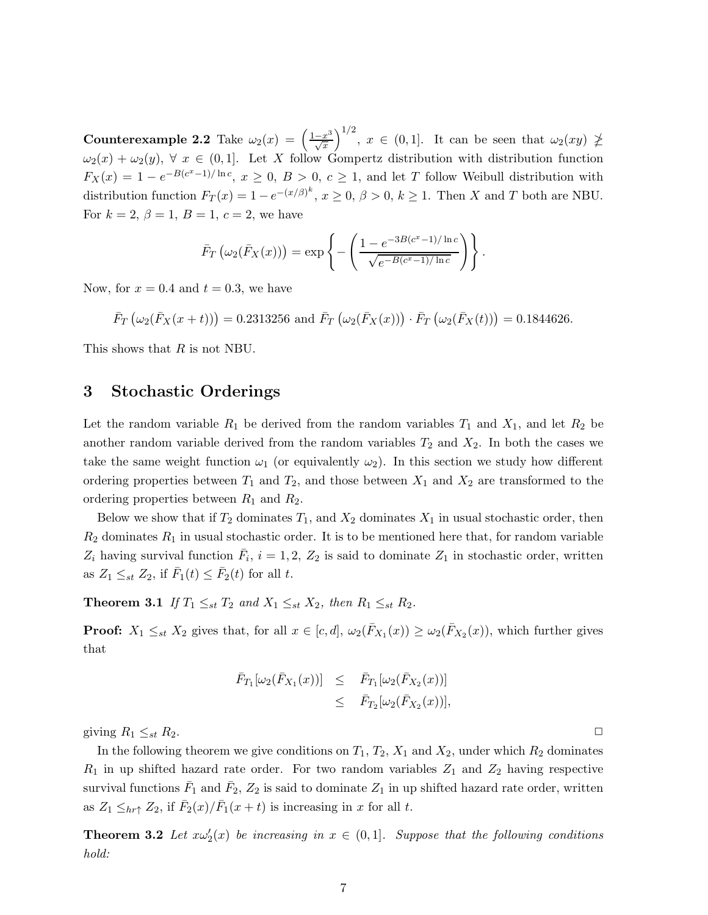**Counterexample 2.2** Take $\omega_2(x) = \left(\frac{1-x^3}{\sqrt{x}}\right)^{1/2}$, $x \in (0,1]$. It can be seen that $\omega_2(xy) \ngeq \omega_2(x) + \omega_2(y)$, $\forall\ x \in (0,1]$. Let $X$ follow Gompertz distribution with distribution function $F_X(x) = 1 - e^{-B(c^x-1)/\ln c}$, $x \geq 0$, $B > 0$, $c \geq 1$, and let $T$ follow Weibull distribution with distribution function $F_T(x) = 1 - e^{-(x/\beta)^k}$, $x \geq 0$, $\beta > 0$, $k \geq 1$. Then $X$ and $T$ both are NBU. For $k = 2$, $\beta = 1$, $B = 1$, $c = 2$, we have

$$\bar{F}_T\left(\omega_2(\bar{F}_X(x))\right) = \exp\left\{-\left(\frac{1 - e^{-3B(c^x-1)/\ln c}}{\sqrt{e^{-B(c^x-1)/\ln c}}}\right)\right\}.$$

Now, for $x = 0.4$ and $t = 0.3$, we have

$$\bar{F}_T\left(\omega_2(\bar{F}_X(x+t))\right) = 0.2313256 \text{ and } \bar{F}_T\left(\omega_2(\bar{F}_X(x))\right) \cdot \bar{F}_T\left(\omega_2(\bar{F}_X(t))\right) = 0.1844626.$$

This shows that $R$ is not NBU.

## 3 Stochastic Orderings

Let the random variable $R_1$ be derived from the random variables $T_1$ and $X_1$, and let $R_2$ be another random variable derived from the random variables $T_2$ and $X_2$. In both the cases we take the same weight function $\omega_1$ (or equivalently $\omega_2$). In this section we study how different ordering properties between $T_1$ and $T_2$, and those between $X_1$ and $X_2$ are transformed to the ordering properties between $R_1$ and $R_2$.

Below we show that if $T_2$ dominates $T_1$, and $X_2$ dominates $X_1$ in usual stochastic order, then $R_2$ dominates $R_1$ in usual stochastic order. It is to be mentioned here that, for random variable $Z_i$ having survival function $\bar{F}_i$, $i = 1, 2$, $Z_2$ is said to dominate $Z_1$ in stochastic order, written as $Z_1 \leq_{st} Z_2$, if $\bar{F}_1(t) \leq \bar{F}_2(t)$ for all $t$.

**Theorem 3.1** *If $T_1 \leq_{st} T_2$ and $X_1 \leq_{st} X_2$, then $R_1 \leq_{st} R_2$.*

**Proof:** $X_1 \leq_{st} X_2$ gives that, for all $x \in [c,d]$, $\omega_2(\bar{F}_{X_1}(x)) \geq \omega_2(\bar{F}_{X_2}(x))$, which further gives that

$$\begin{aligned}
\bar{F}_{T_1}[\omega_2(\bar{F}_{X_1}(x))] &\leq \bar{F}_{T_1}[\omega_2(\bar{F}_{X_2}(x))] \\
&\leq \bar{F}_{T_2}[\omega_2(\bar{F}_{X_2}(x))],
\end{aligned}$$

giving $R_1 \leq_{st} R_2$. □

In the following theorem we give conditions on $T_1$, $T_2$, $X_1$ and $X_2$, under which $R_2$ dominates $R_1$ in up shifted hazard rate order. For two random variables $Z_1$ and $Z_2$ having respective survival functions $\bar{F}_1$ and $\bar{F}_2$, $Z_2$ is said to dominate $Z_1$ in up shifted hazard rate order, written as $Z_1 \leq_{hr\uparrow} Z_2$, if $\bar{F}_2(x)/\bar{F}_1(x+t)$ is increasing in $x$ for all $t$.

**Theorem 3.2** *Let $x\omega_2'(x)$ be increasing in $x \in (0,1]$. Suppose that the following conditions hold:*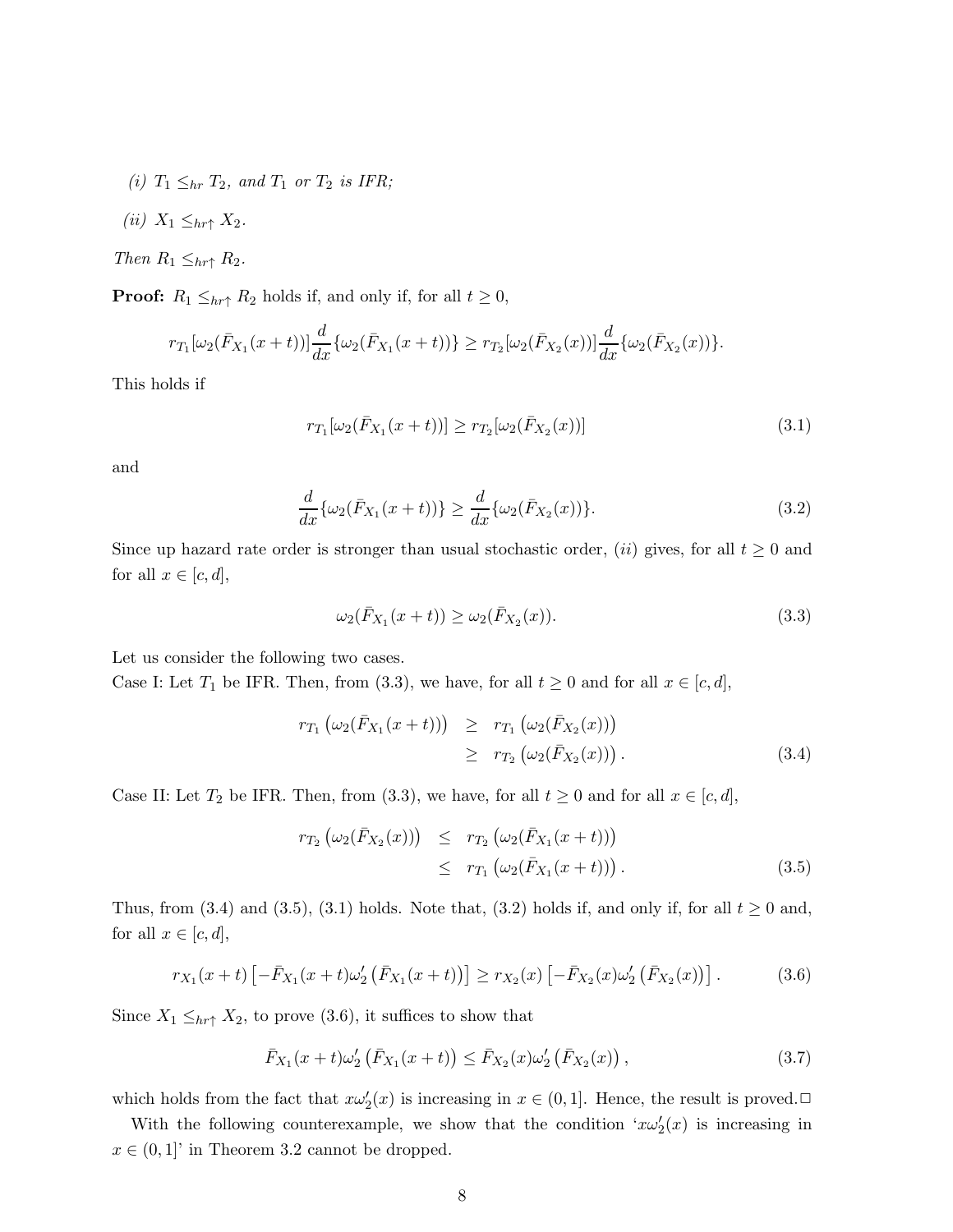*(i)* $T_1 \leq_{hr} T_2$*, and* $T_1$ *or* $T_2$ *is IFR;*

*(ii)* $X_1 \leq_{hr\uparrow} X_2$*.*

*Then* $R_1 \leq_{hr\uparrow} R_2$*.*

**Proof:** $R_1 \leq_{hr\uparrow} R_2$ holds if, and only if, for all $t \geq 0$,

$$r_{T_1}[\omega_2(\bar{F}_{X_1}(x+t))]\frac{d}{dx}\{\omega_2(\bar{F}_{X_1}(x+t))\} \geq r_{T_2}[\omega_2(\bar{F}_{X_2}(x))]\frac{d}{dx}\{\omega_2(\bar{F}_{X_2}(x))\}.$$

This holds if

$$r_{T_1}[\omega_2(\bar{F}_{X_1}(x+t))] \geq r_{T_2}[\omega_2(\bar{F}_{X_2}(x))] \tag{3.1}$$

and

$$\frac{d}{dx}\{\omega_2(\bar{F}_{X_1}(x+t))\} \geq \frac{d}{dx}\{\omega_2(\bar{F}_{X_2}(x))\}. \tag{3.2}$$

Since up hazard rate order is stronger than usual stochastic order, $(ii)$ gives, for all $t \geq 0$ and for all $x \in [c, d]$,

$$\omega_2(\bar{F}_{X_1}(x+t)) \geq \omega_2(\bar{F}_{X_2}(x)). \tag{3.3}$$

Let us consider the following two cases.
Case I: Let $T_1$ be IFR. Then, from (3.3), we have, for all $t \geq 0$ and for all $x \in [c, d]$,

$$\begin{aligned} r_{T_1}\left(\omega_2(\bar{F}_{X_1}(x+t))\right) &\geq r_{T_1}\left(\omega_2(\bar{F}_{X_2}(x))\right) \\ &\geq r_{T_2}\left(\omega_2(\bar{F}_{X_2}(x))\right). \end{aligned} \tag{3.4}$$

Case II: Let $T_2$ be IFR. Then, from (3.3), we have, for all $t \geq 0$ and for all $x \in [c, d]$,

$$\begin{aligned} r_{T_2}\left(\omega_2(\bar{F}_{X_2}(x))\right) &\leq r_{T_2}\left(\omega_2(\bar{F}_{X_1}(x+t))\right) \\ &\leq r_{T_1}\left(\omega_2(\bar{F}_{X_1}(x+t))\right). \end{aligned} \tag{3.5}$$

Thus, from (3.4) and (3.5), (3.1) holds. Note that, (3.2) holds if, and only if, for all $t \geq 0$ and, for all $x \in [c, d]$,

$$r_{X_1}(x+t)\left[-\bar{F}_{X_1}(x+t)\omega_2'\left(\bar{F}_{X_1}(x+t)\right)\right] \geq r_{X_2}(x)\left[-\bar{F}_{X_2}(x)\omega_2'\left(\bar{F}_{X_2}(x)\right)\right]. \tag{3.6}$$

Since $X_1 \leq_{hr\uparrow} X_2$, to prove (3.6), it suffices to show that

$$\bar{F}_{X_1}(x+t)\omega_2'\left(\bar{F}_{X_1}(x+t)\right) \leq \bar{F}_{X_2}(x)\omega_2'\left(\bar{F}_{X_2}(x)\right), \tag{3.7}$$

which holds from the fact that $x\omega_2'(x)$ is increasing in $x \in (0, 1]$. Hence, the result is proved.$\square$

With the following counterexample, we show that the condition '$x\omega_2'(x)$ is increasing in $x \in (0, 1]$' in Theorem 3.2 cannot be dropped.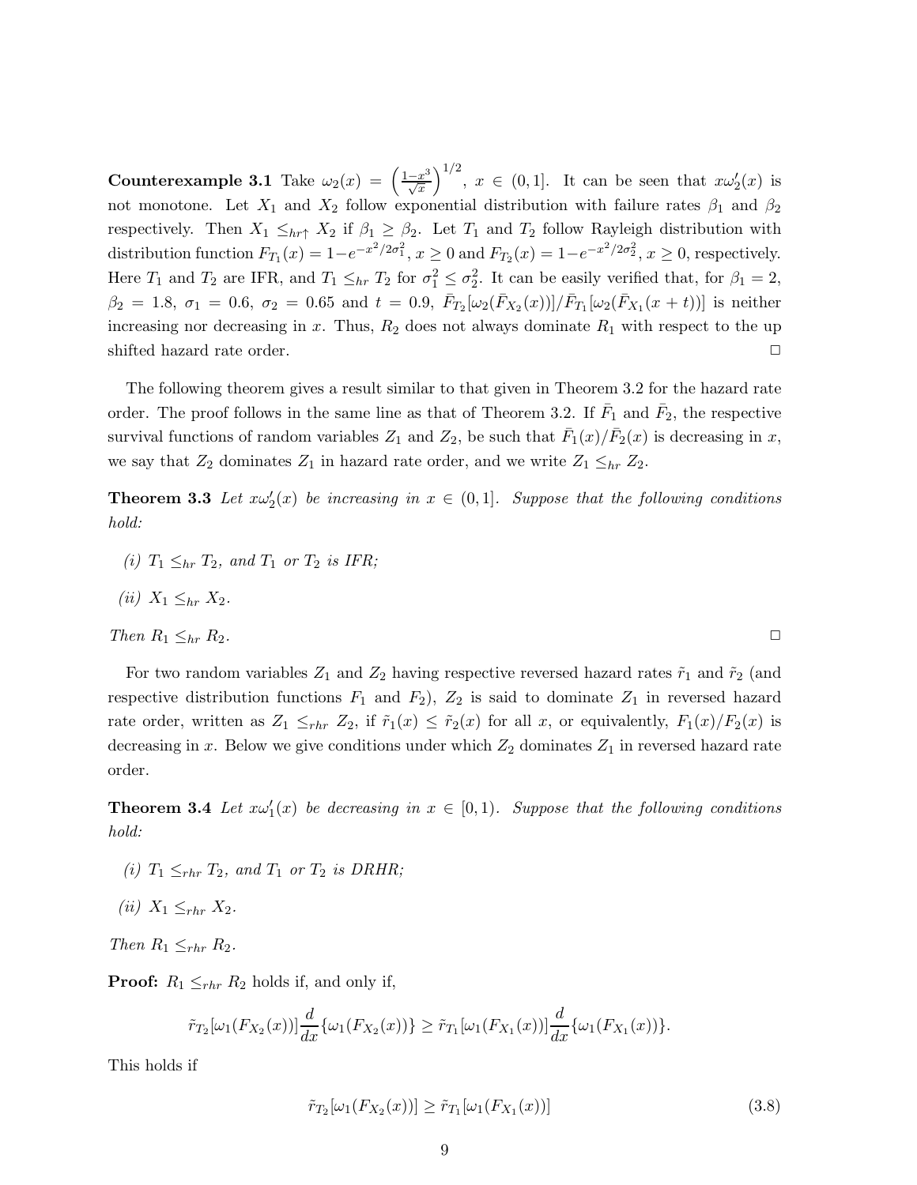**Counterexample 3.1** Take $\omega_2(x) = \left(\frac{1-x^3}{\sqrt{x}}\right)^{1/2}$, $x \in (0,1]$. It can be seen that $x\omega_2'(x)$ is not monotone. Let $X_1$ and $X_2$ follow exponential distribution with failure rates $\beta_1$ and $\beta_2$ respectively. Then $X_1 \leq_{hr\uparrow} X_2$ if $\beta_1 \geq \beta_2$. Let $T_1$ and $T_2$ follow Rayleigh distribution with distribution function $F_{T_1}(x) = 1-e^{-x^2/2\sigma_1^2}$, $x \geq 0$ and $F_{T_2}(x) = 1-e^{-x^2/2\sigma_2^2}$, $x \geq 0$, respectively. Here $T_1$ and $T_2$ are IFR, and $T_1 \leq_{hr} T_2$ for $\sigma_1^2 \leq \sigma_2^2$. It can be easily verified that, for $\beta_1 = 2$, $\beta_2 = 1.8$, $\sigma_1 = 0.6$, $\sigma_2 = 0.65$ and $t = 0.9$, $\bar{F}_{T_2}[\omega_2(\bar{F}_{X_2}(x))]/\bar{F}_{T_1}[\omega_2(\bar{F}_{X_1}(x+t))]$ is neither increasing nor decreasing in $x$. Thus, $R_2$ does not always dominate $R_1$ with respect to the up shifted hazard rate order. □

The following theorem gives a result similar to that given in Theorem 3.2 for the hazard rate order. The proof follows in the same line as that of Theorem 3.2. If $\bar{F}_1$ and $\bar{F}_2$, the respective survival functions of random variables $Z_1$ and $Z_2$, be such that $\bar{F}_1(x)/\bar{F}_2(x)$ is decreasing in $x$, we say that $Z_2$ dominates $Z_1$ in hazard rate order, and we write $Z_1 \leq_{hr} Z_2$.

**Theorem 3.3** *Let $x\omega_2'(x)$ be increasing in $x \in (0,1]$. Suppose that the following conditions hold:*

*(i) $T_1 \leq_{hr} T_2$, and $T_1$ or $T_2$ is IFR;*

*(ii) $X_1 \leq_{hr} X_2$.*

*Then $R_1 \leq_{hr} R_2$.* □

For two random variables $Z_1$ and $Z_2$ having respective reversed hazard rates $\tilde{r}_1$ and $\tilde{r}_2$ (and respective distribution functions $F_1$ and $F_2$), $Z_2$ is said to dominate $Z_1$ in reversed hazard rate order, written as $Z_1 \leq_{rhr} Z_2$, if $\tilde{r}_1(x) \leq \tilde{r}_2(x)$ for all $x$, or equivalently, $F_1(x)/F_2(x)$ is decreasing in $x$. Below we give conditions under which $Z_2$ dominates $Z_1$ in reversed hazard rate order.

**Theorem 3.4** *Let $x\omega_1'(x)$ be decreasing in $x \in [0,1)$. Suppose that the following conditions hold:*

*(i) $T_1 \leq_{rhr} T_2$, and $T_1$ or $T_2$ is DRHR;*

*(ii) $X_1 \leq_{rhr} X_2$.*

*Then $R_1 \leq_{rhr} R_2$.*

**Proof:** $R_1 \leq_{rhr} R_2$ holds if, and only if,

$$\tilde{r}_{T_2}[\omega_1(F_{X_2}(x))]\frac{d}{dx}\{\omega_1(F_{X_2}(x))\} \geq \tilde{r}_{T_1}[\omega_1(F_{X_1}(x))]\frac{d}{dx}\{\omega_1(F_{X_1}(x))\}.$$

This holds if

$$\tilde{r}_{T_2}[\omega_1(F_{X_2}(x))] \geq \tilde{r}_{T_1}[\omega_1(F_{X_1}(x))] \tag{3.8}$$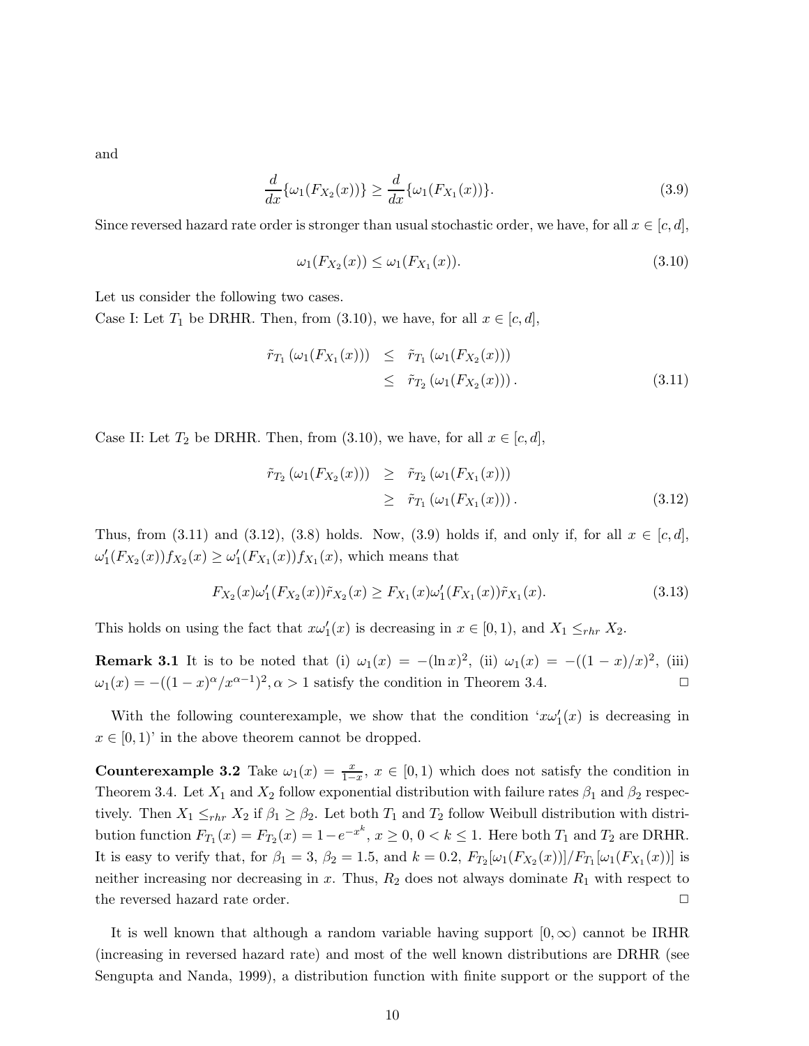and

$$\frac{d}{dx}\{\omega_1(F_{X_2}(x))\} \geq \frac{d}{dx}\{\omega_1(F_{X_1}(x))\}. \tag{3.9}$$

Since reversed hazard rate order is stronger than usual stochastic order, we have, for all $x \in [c, d]$,

$$\omega_1(F_{X_2}(x)) \leq \omega_1(F_{X_1}(x)). \tag{3.10}$$

Let us consider the following two cases.
Case I: Let $T_1$ be DRHR. Then, from (3.10), we have, for all $x \in [c, d]$,

$$\begin{aligned} \tilde{r}_{T_1}\left(\omega_1(F_{X_1}(x))\right) &\leq \tilde{r}_{T_1}\left(\omega_1(F_{X_2}(x))\right) \\ &\leq \tilde{r}_{T_2}\left(\omega_1(F_{X_2}(x))\right). \end{aligned} \tag{3.11}$$

Case II: Let $T_2$ be DRHR. Then, from (3.10), we have, for all $x \in [c, d]$,

$$\begin{aligned} \tilde{r}_{T_2}\left(\omega_1(F_{X_2}(x))\right) &\geq \tilde{r}_{T_2}\left(\omega_1(F_{X_1}(x))\right) \\ &\geq \tilde{r}_{T_1}\left(\omega_1(F_{X_1}(x))\right). \end{aligned} \tag{3.12}$$

Thus, from (3.11) and (3.12), (3.8) holds. Now, (3.9) holds if, and only if, for all $x \in [c, d]$, $\omega_1'(F_{X_2}(x))f_{X_2}(x) \geq \omega_1'(F_{X_1}(x))f_{X_1}(x)$, which means that

$$F_{X_2}(x)\omega_1'(F_{X_2}(x))\tilde{r}_{X_2}(x) \geq F_{X_1}(x)\omega_1'(F_{X_1}(x))\tilde{r}_{X_1}(x). \tag{3.13}$$

This holds on using the fact that $x\omega_1'(x)$ is decreasing in $x \in [0, 1)$, and $X_1 \leq_{rhr} X_2$.

**Remark 3.1** It is to be noted that (i) $\omega_1(x) = -(\ln x)^2$, (ii) $\omega_1(x) = -((1-x)/x)^2$, (iii) $\omega_1(x) = -((1-x)^\alpha/x^{\alpha-1})^2, \alpha > 1$ satisfy the condition in Theorem 3.4. □

With the following counterexample, we show that the condition '$x\omega_1'(x)$ is decreasing in $x \in [0, 1)$' in the above theorem cannot be dropped.

**Counterexample 3.2** Take $\omega_1(x) = \frac{x}{1-x}$, $x \in [0, 1)$ which does not satisfy the condition in Theorem 3.4. Let $X_1$ and $X_2$ follow exponential distribution with failure rates $\beta_1$ and $\beta_2$ respectively. Then $X_1 \leq_{rhr} X_2$ if $\beta_1 \geq \beta_2$. Let both $T_1$ and $T_2$ follow Weibull distribution with distribution function $F_{T_1}(x) = F_{T_2}(x) = 1 - e^{-x^k}$, $x \geq 0$, $0 < k \leq 1$. Here both $T_1$ and $T_2$ are DRHR. It is easy to verify that, for $\beta_1 = 3$, $\beta_2 = 1.5$, and $k = 0.2$, $F_{T_2}[\omega_1(F_{X_2}(x))]/F_{T_1}[\omega_1(F_{X_1}(x))]$ is neither increasing nor decreasing in $x$. Thus, $R_2$ does not always dominate $R_1$ with respect to the reversed hazard rate order. □

It is well known that although a random variable having support $[0, \infty)$ cannot be IRHR (increasing in reversed hazard rate) and most of the well known distributions are DRHR (see Sengupta and Nanda, 1999), a distribution function with finite support or the support of the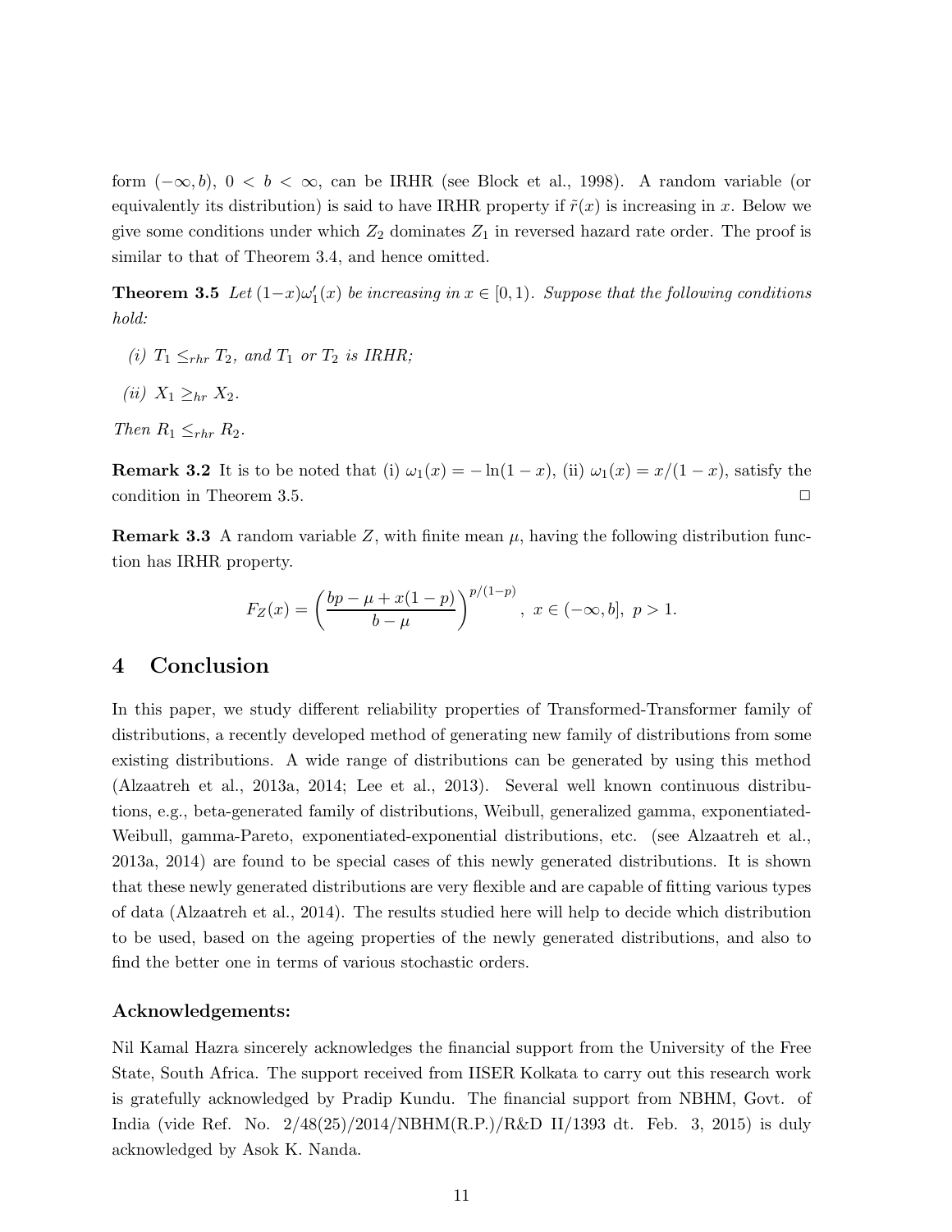form $(-\infty, b)$, $0 < b < \infty$, can be IRHR (see Block et al., 1998). A random variable (or equivalently its distribution) is said to have IRHR property if $\tilde{r}(x)$ is increasing in $x$. Below we give some conditions under which $Z_2$ dominates $Z_1$ in reversed hazard rate order. The proof is similar to that of Theorem 3.4, and hence omitted.

**Theorem 3.5** *Let $(1-x)\omega_1'(x)$ be increasing in $x \in [0, 1)$. Suppose that the following conditions hold:*

*(i) $T_1 \leq_{rhr} T_2$, and $T_1$ or $T_2$ is IRHR;*

*(ii) $X_1 \geq_{hr} X_2$.*

*Then $R_1 \leq_{rhr} R_2$.*

**Remark 3.2** It is to be noted that (i) $\omega_1(x) = -\ln(1-x)$, (ii) $\omega_1(x) = x/(1-x)$, satisfy the condition in Theorem 3.5. □

**Remark 3.3** A random variable $Z$, with finite mean $\mu$, having the following distribution function has IRHR property.

$$F_Z(x) = \left( \frac{bp - \mu + x(1-p)}{b - \mu} \right)^{p/(1-p)}, \ x \in (-\infty, b], \ p > 1.$$

# 4 Conclusion

In this paper, we study different reliability properties of Transformed-Transformer family of distributions, a recently developed method of generating new family of distributions from some existing distributions. A wide range of distributions can be generated by using this method (Alzaatreh et al., 2013a, 2014; Lee et al., 2013). Several well known continuous distributions, e.g., beta-generated family of distributions, Weibull, generalized gamma, exponentiated-Weibull, gamma-Pareto, exponentiated-exponential distributions, etc. (see Alzaatreh et al., 2013a, 2014) are found to be special cases of this newly generated distributions. It is shown that these newly generated distributions are very flexible and are capable of fitting various types of data (Alzaatreh et al., 2014). The results studied here will help to decide which distribution to be used, based on the ageing properties of the newly generated distributions, and also to find the better one in terms of various stochastic orders.

### Acknowledgements:

Nil Kamal Hazra sincerely acknowledges the financial support from the University of the Free State, South Africa. The support received from IISER Kolkata to carry out this research work is gratefully acknowledged by Pradip Kundu. The financial support from NBHM, Govt. of India (vide Ref. No. 2/48(25)/2014/NBHM(R.P.)/R&D II/1393 dt. Feb. 3, 2015) is duly acknowledged by Asok K. Nanda.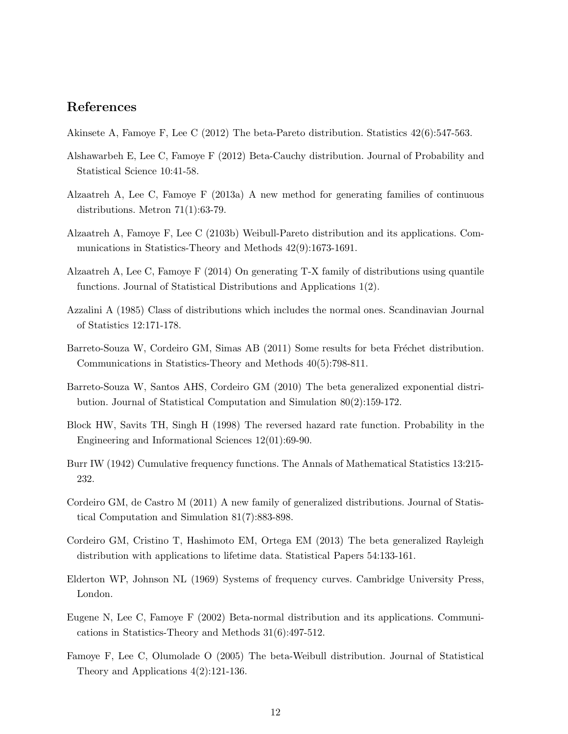## References

Akinsete A, Famoye F, Lee C (2012) The beta-Pareto distribution. Statistics 42(6):547-563.

Alshawarbeh E, Lee C, Famoye F (2012) Beta-Cauchy distribution. Journal of Probability and Statistical Science 10:41-58.

Alzaatreh A, Lee C, Famoye F (2013a) A new method for generating families of continuous distributions. Metron 71(1):63-79.

Alzaatreh A, Famoye F, Lee C (2103b) Weibull-Pareto distribution and its applications. Communications in Statistics-Theory and Methods 42(9):1673-1691.

Alzaatreh A, Lee C, Famoye F (2014) On generating T-X family of distributions using quantile functions. Journal of Statistical Distributions and Applications 1(2).

Azzalini A (1985) Class of distributions which includes the normal ones. Scandinavian Journal of Statistics 12:171-178.

Barreto-Souza W, Cordeiro GM, Simas AB (2011) Some results for beta Fréchet distribution. Communications in Statistics-Theory and Methods 40(5):798-811.

Barreto-Souza W, Santos AHS, Cordeiro GM (2010) The beta generalized exponential distribution. Journal of Statistical Computation and Simulation 80(2):159-172.

Block HW, Savits TH, Singh H (1998) The reversed hazard rate function. Probability in the Engineering and Informational Sciences 12(01):69-90.

Burr IW (1942) Cumulative frequency functions. The Annals of Mathematical Statistics 13:215-232.

Cordeiro GM, de Castro M (2011) A new family of generalized distributions. Journal of Statistical Computation and Simulation 81(7):883-898.

Cordeiro GM, Cristino T, Hashimoto EM, Ortega EM (2013) The beta generalized Rayleigh distribution with applications to lifetime data. Statistical Papers 54:133-161.

Elderton WP, Johnson NL (1969) Systems of frequency curves. Cambridge University Press, London.

Eugene N, Lee C, Famoye F (2002) Beta-normal distribution and its applications. Communications in Statistics-Theory and Methods 31(6):497-512.

Famoye F, Lee C, Olumolade O (2005) The beta-Weibull distribution. Journal of Statistical Theory and Applications 4(2):121-136.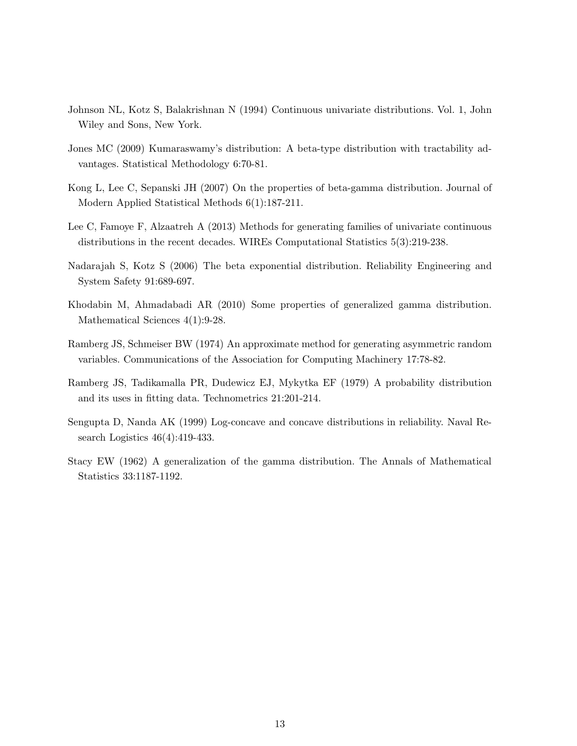Johnson NL, Kotz S, Balakrishnan N (1994) Continuous univariate distributions. Vol. 1, John Wiley and Sons, New York.

Jones MC (2009) Kumaraswamy's distribution: A beta-type distribution with tractability advantages. Statistical Methodology 6:70-81.

Kong L, Lee C, Sepanski JH (2007) On the properties of beta-gamma distribution. Journal of Modern Applied Statistical Methods 6(1):187-211.

Lee C, Famoye F, Alzaatreh A (2013) Methods for generating families of univariate continuous distributions in the recent decades. WIREs Computational Statistics 5(3):219-238.

Nadarajah S, Kotz S (2006) The beta exponential distribution. Reliability Engineering and System Safety 91:689-697.

Khodabin M, Ahmadabadi AR (2010) Some properties of generalized gamma distribution. Mathematical Sciences 4(1):9-28.

Ramberg JS, Schmeiser BW (1974) An approximate method for generating asymmetric random variables. Communications of the Association for Computing Machinery 17:78-82.

Ramberg JS, Tadikamalla PR, Dudewicz EJ, Mykytka EF (1979) A probability distribution and its uses in fitting data. Technometrics 21:201-214.

Sengupta D, Nanda AK (1999) Log-concave and concave distributions in reliability. Naval Research Logistics 46(4):419-433.

Stacy EW (1962) A generalization of the gamma distribution. The Annals of Mathematical Statistics 33:1187-1192.